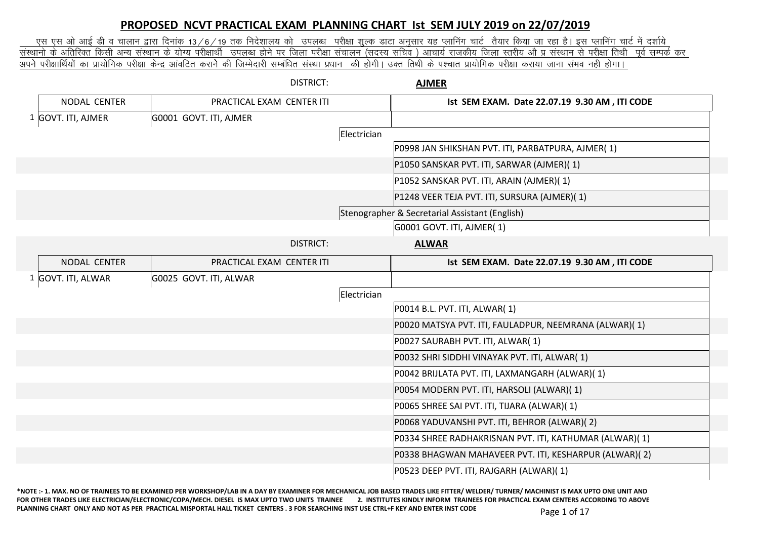# PROPOSED NCVT PRACTICAL EXAM PLANNING CHART Ist SEM JULY 2019 on 22/07/2019

एस एस ओ आई डी व चालान द्वारा दिनांक 13/6/19 तक निदेशालय को उपलब्ध परीक्षा शुल्क डाटा अनुसार यह प्लानिंग चार्ट तैयार किया जा रहा है। इस प्लानिंग चार्ट में दर्शाये संस्थानो के अतिरिक्त किसी अन्य संस्थान के योग्य परीक्षार्थी उपलब्ध होने पर जिला परीक्षा संचालन (सदस्य सचिव ) आचार्य राजकीय जिला स्तरीय औ प्र संस्थान से परीक्षा तिथी पूर्व सम्पर्क कर अपने परीक्षार्थियों का प्रायोगिक परीक्षा केन्द्र आंवटित कराने की जिम्मेदारी सम्बंधित संस्था प्रधान की होगी। उक्त तिथी के पश्चात प्रायोगिक परीक्षा कराया जाना संभव नही होगा।

DISTRICT: **AJMER**

| | NODAL CENTER | PRACTICAL EXAM CENTER ITI | | Ist SEM EXAM. Date 22.07.19 9.30 AM , ITI CODE |
|---|---|---|---|---|
| 1 | GOVT. ITI, AJMER | G0001 GOVT. ITI, AJMER | | |
| | | | Electrician | |
| | | | | P0998 JAN SHIKSHAN PVT. ITI, PARBATPURA, AJMER( 1) |
| | | | | P1050 SANSKAR PVT. ITI, SARWAR (AJMER)( 1) |
| | | | | P1052 SANSKAR PVT. ITI, ARAIN (AJMER)( 1) |
| | | | | P1248 VEER TEJA PVT. ITI, SURSURA (AJMER)( 1) |
| | | | Stenographer & Secretarial Assistant (English) | |
| | | | | G0001 GOVT. ITI, AJMER( 1) |

DISTRICT: **ALWAR**

| | NODAL CENTER | PRACTICAL EXAM CENTER ITI | | Ist SEM EXAM. Date 22.07.19 9.30 AM , ITI CODE |
|---|---|---|---|---|
| 1 | GOVT. ITI, ALWAR | G0025 GOVT. ITI, ALWAR | | |
| | | | Electrician | |
| | | | | P0014 B.L. PVT. ITI, ALWAR( 1) |
| | | | | P0020 MATSYA PVT. ITI, FAULADPUR, NEEMRANA (ALWAR)( 1) |
| | | | | P0027 SAURABH PVT. ITI, ALWAR( 1) |
| | | | | P0032 SHRI SIDDHI VINAYAK PVT. ITI, ALWAR( 1) |
| | | | | P0042 BRIJLATA PVT. ITI, LAXMANGARH (ALWAR)( 1) |
| | | | | P0054 MODERN PVT. ITI, HARSOLI (ALWAR)( 1) |
| | | | | P0065 SHREE SAI PVT. ITI, TIJARA (ALWAR)( 1) |
| | | | | P0068 YADUVANSHI PVT. ITI, BEHROR (ALWAR)( 2) |
| | | | | P0334 SHREE RADHAKRISNAN PVT. ITI, KATHUMAR (ALWAR)( 1) |
| | | | | P0338 BHAGWAN MAHAVEER PVT. ITI, KESHARPUR (ALWAR)( 2) |
| | | | | P0523 DEEP PVT. ITI, RAJGARH (ALWAR)( 1) |

**\*NOTE :- 1. MAX. NO OF TRAINEES TO BE EXAMINED PER WORKSHOP/LAB IN A DAY BY EXAMINER FOR MECHANICAL JOB BASED TRADES LIKE FITTER/ WELDER/ TURNER/ MACHINIST IS MAX UPTO ONE UNIT AND FOR OTHER TRADES LIKE ELECTRICIAN/ELECTRONIC/COPA/MECH. DIESEL IS MAX UPTO TWO UNITS TRAINEE 2. INSTITUTES KINDLY INFORM TRAINEES FOR PRACTICAL EXAM CENTERS ACCORDING TO ABOVE PLANNING CHART ONLY AND NOT AS PER PRACTICAL MISPORTAL HALL TICKET CENTERS . 3 FOR SEARCHING INST USE CTRL+F KEY AND ENTER INST CODE**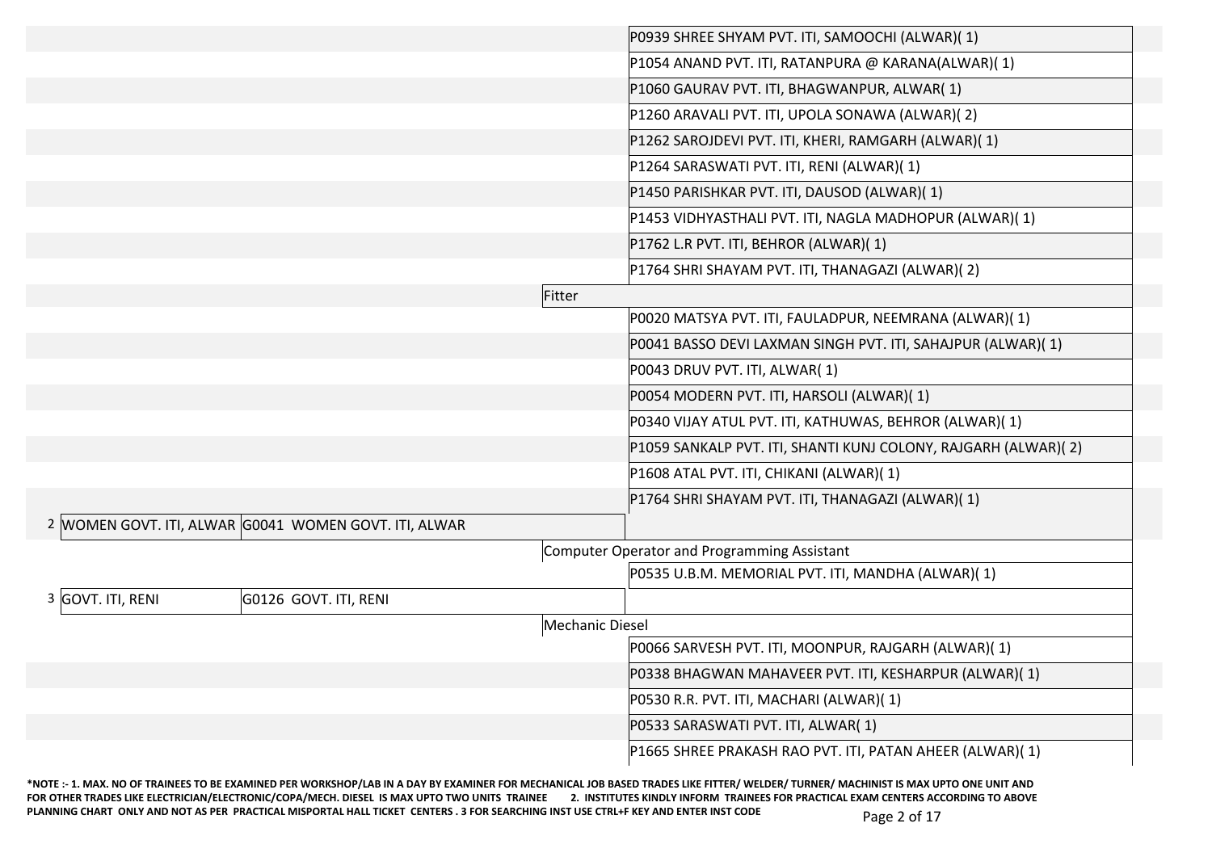| S.No. | Center Name | Center Code | Trade | Institute (Units) |
|---|---|---|---|---|
| | | | | P0939 SHREE SHYAM PVT. ITI, SAMOOCHI (ALWAR)( 1) |
| | | | | P1054 ANAND PVT. ITI, RATANPURA @ KARANA(ALWAR)( 1) |
| | | | | P1060 GAURAV PVT. ITI, BHAGWANPUR, ALWAR( 1) |
| | | | | P1260 ARAVALI PVT. ITI, UPOLA SONAWA (ALWAR)( 2) |
| | | | | P1262 SAROJDEVI PVT. ITI, KHERI, RAMGARH (ALWAR)( 1) |
| | | | | P1264 SARASWATI PVT. ITI, RENI (ALWAR)( 1) |
| | | | | P1450 PARISHKAR PVT. ITI, DAUSOD (ALWAR)( 1) |
| | | | | P1453 VIDHYASTHALI PVT. ITI, NAGLA MADHOPUR (ALWAR)( 1) |
| | | | | P1762 L.R PVT. ITI, BEHROR (ALWAR)( 1) |
| | | | | P1764 SHRI SHAYAM PVT. ITI, THANAGAZI (ALWAR)( 2) |
| | | | Fitter | |
| | | | | P0020 MATSYA PVT. ITI, FAULADPUR, NEEMRANA (ALWAR)( 1) |
| | | | | P0041 BASSO DEVI LAXMAN SINGH PVT. ITI, SAHAJPUR (ALWAR)( 1) |
| | | | | P0043 DRUV PVT. ITI, ALWAR( 1) |
| | | | | P0054 MODERN PVT. ITI, HARSOLI (ALWAR)( 1) |
| | | | | P0340 VIJAY ATUL PVT. ITI, KATHUWAS, BEHROR (ALWAR)( 1) |
| | | | | P1059 SANKALP PVT. ITI, SHANTI KUNJ COLONY, RAJGARH (ALWAR)( 2) |
| | | | | P1608 ATAL PVT. ITI, CHIKANI (ALWAR)( 1) |
| | | | | P1764 SHRI SHAYAM PVT. ITI, THANAGAZI (ALWAR)( 1) |
| 2 | WOMEN GOVT. ITI, ALWAR | G0041 WOMEN GOVT. ITI, ALWAR | | |
| | | | Computer Operator and Programming Assistant | |
| | | | | P0535 U.B.M. MEMORIAL PVT. ITI, MANDHA (ALWAR)( 1) |
| 3 | GOVT. ITI, RENI | G0126 GOVT. ITI, RENI | | |
| | | | Mechanic Diesel | |
| | | | | P0066 SARVESH PVT. ITI, MOONPUR, RAJGARH (ALWAR)( 1) |
| | | | | P0338 BHAGWAN MAHAVEER PVT. ITI, KESHARPUR (ALWAR)( 1) |
| | | | | P0530 R.R. PVT. ITI, MACHARI (ALWAR)( 1) |
| | | | | P0533 SARASWATI PVT. ITI, ALWAR( 1) |
| | | | | P1665 SHREE PRAKASH RAO PVT. ITI, PATAN AHEER (ALWAR)( 1) |

**\*NOTE :- 1. MAX. NO OF TRAINEES TO BE EXAMINED PER WORKSHOP/LAB IN A DAY BY EXAMINER FOR MECHANICAL JOB BASED TRADES LIKE FITTER/ WELDER/ TURNER/ MACHINIST IS MAX UPTO ONE UNIT AND FOR OTHER TRADES LIKE ELECTRICIAN/ELECTRONIC/COPA/MECH. DIESEL IS MAX UPTO TWO UNITS TRAINEE 2. INSTITUTES KINDLY INFORM TRAINEES FOR PRACTICAL EXAM CENTERS ACCORDING TO ABOVE PLANNING CHART ONLY AND NOT AS PER PRACTICAL MISPORTAL HALL TICKET CENTERS . 3 FOR SEARCHING INST USE CTRL+F KEY AND ENTER INST CODE**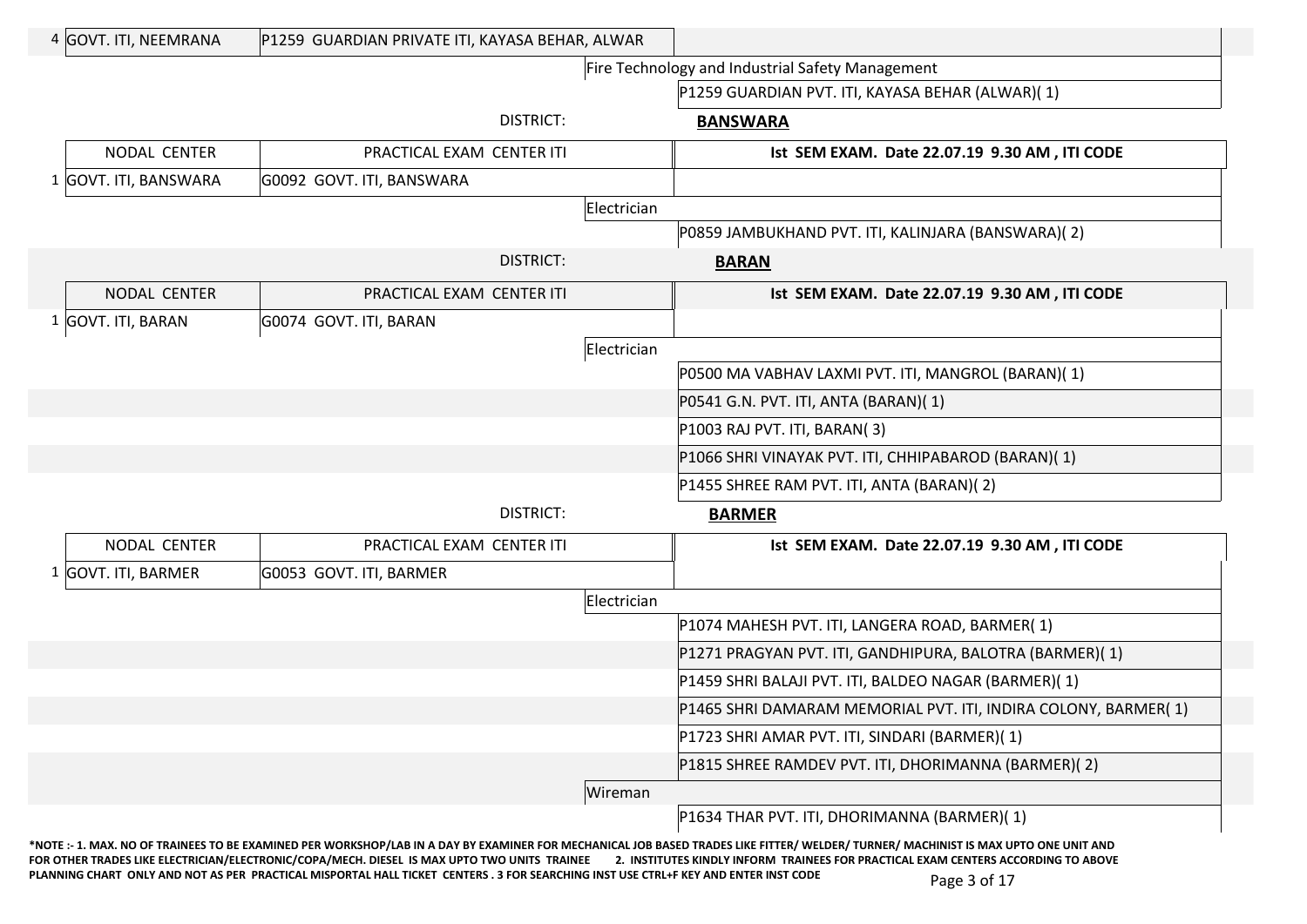| | NODAL CENTER | PRACTICAL EXAM CENTER ITI | Ist SEM EXAM. Date 22.07.19 9.30 AM , ITI CODE |
|---|---|---|---|
| 4 | GOVT. ITI, NEEMRANA | P1259 GUARDIAN PRIVATE ITI, KAYASA BEHAR, ALWAR | |
| | | Fire Technology and Industrial Safety Management | |
| | | | P1259 GUARDIAN PVT. ITI, KAYASA BEHAR (ALWAR)( 1) |

DISTRICT: **BANSWARA**

| | NODAL CENTER | PRACTICAL EXAM CENTER ITI | Ist SEM EXAM. Date 22.07.19 9.30 AM , ITI CODE |
|---|---|---|---|
| 1 | GOVT. ITI, BANSWARA | G0092 GOVT. ITI, BANSWARA | |
| | | Electrician | |
| | | | P0859 JAMBUKHAND PVT. ITI, KALINJARA (BANSWARA)( 2) |

DISTRICT: **BARAN**

| | NODAL CENTER | PRACTICAL EXAM CENTER ITI | Ist SEM EXAM. Date 22.07.19 9.30 AM , ITI CODE |
|---|---|---|---|
| 1 | GOVT. ITI, BARAN | G0074 GOVT. ITI, BARAN | |
| | | Electrician | |
| | | | P0500 MA VABHAV LAXMI PVT. ITI, MANGROL (BARAN)( 1) |
| | | | P0541 G.N. PVT. ITI, ANTA (BARAN)( 1) |
| | | | P1003 RAJ PVT. ITI, BARAN( 3) |
| | | | P1066 SHRI VINAYAK PVT. ITI, CHHIPABAROD (BARAN)( 1) |
| | | | P1455 SHREE RAM PVT. ITI, ANTA (BARAN)( 2) |

DISTRICT: **BARMER**

| | NODAL CENTER | PRACTICAL EXAM CENTER ITI | Ist SEM EXAM. Date 22.07.19 9.30 AM , ITI CODE |
|---|---|---|---|
| 1 | GOVT. ITI, BARMER | G0053 GOVT. ITI, BARMER | |
| | | Electrician | |
| | | | P1074 MAHESH PVT. ITI, LANGERA ROAD, BARMER( 1) |
| | | | P1271 PRAGYAN PVT. ITI, GANDHIPURA, BALOTRA (BARMER)( 1) |
| | | | P1459 SHRI BALAJI PVT. ITI, BALDEO NAGAR (BARMER)( 1) |
| | | | P1465 SHRI DAMARAM MEMORIAL PVT. ITI, INDIRA COLONY, BARMER( 1) |
| | | | P1723 SHRI AMAR PVT. ITI, SINDARI (BARMER)( 1) |
| | | | P1815 SHREE RAMDEV PVT. ITI, DHORIMANNA (BARMER)( 2) |
| | | Wireman | |
| | | | P1634 THAR PVT. ITI, DHORIMANNA (BARMER)( 1) |

*NOTE :- 1. MAX. NO OF TRAINEES TO BE EXAMINED PER WORKSHOP/LAB IN A DAY BY EXAMINER FOR MECHANICAL JOB BASED TRADES LIKE FITTER/ WELDER/ TURNER/ MACHINIST IS MAX UPTO ONE UNIT AND FOR OTHER TRADES LIKE ELECTRICIAN/ELECTRONIC/COPA/MECH. DIESEL IS MAX UPTO TWO UNITS TRAINEE 2. INSTITUTES KINDLY INFORM TRAINEES FOR PRACTICAL EXAM CENTERS ACCORDING TO ABOVE PLANNING CHART ONLY AND NOT AS PER PRACTICAL MISPORTAL HALL TICKET CENTERS . 3 FOR SEARCHING INST USE CTRL+F KEY AND ENTER INST CODE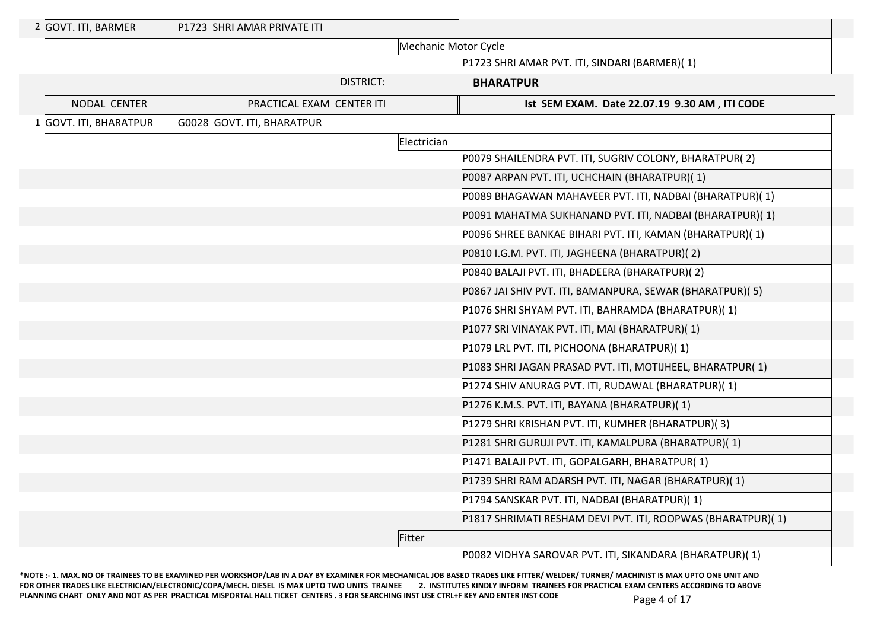| | NODAL CENTER | PRACTICAL EXAM CENTER ITI | | Ist SEM EXAM. Date 22.07.19 9.30 AM , ITI CODE |
|---|---|---|---|---|
| 2 | GOVT. ITI, BARMER | P1723 SHRI AMAR PRIVATE ITI | | |
| | | | Mechanic Motor Cycle | |
| | | | | P1723 SHRI AMAR PVT. ITI, SINDARI (BARMER)( 1) |

DISTRICT: **BHARATPUR**

| | NODAL CENTER | PRACTICAL EXAM CENTER ITI | | Ist SEM EXAM. Date 22.07.19 9.30 AM , ITI CODE |
|---|---|---|---|---|
| 1 | GOVT. ITI, BHARATPUR | G0028 GOVT. ITI, BHARATPUR | | |
| | | | Electrician | |
| | | | | P0079 SHAILENDRA PVT. ITI, SUGRIV COLONY, BHARATPUR( 2) |
| | | | | P0087 ARPAN PVT. ITI, UCHCHAIN (BHARATPUR)( 1) |
| | | | | P0089 BHAGAWAN MAHAVEER PVT. ITI, NADBAI (BHARATPUR)( 1) |
| | | | | P0091 MAHATMA SUKHANAND PVT. ITI, NADBAI (BHARATPUR)( 1) |
| | | | | P0096 SHREE BANKAE BIHARI PVT. ITI, KAMAN (BHARATPUR)( 1) |
| | | | | P0810 I.G.M. PVT. ITI, JAGHEENA (BHARATPUR)( 2) |
| | | | | P0840 BALAJI PVT. ITI, BHADEERA (BHARATPUR)( 2) |
| | | | | P0867 JAI SHIV PVT. ITI, BAMANPURA, SEWAR (BHARATPUR)( 5) |
| | | | | P1076 SHRI SHYAM PVT. ITI, BAHRAMDA (BHARATPUR)( 1) |
| | | | | P1077 SRI VINAYAK PVT. ITI, MAI (BHARATPUR)( 1) |
| | | | | P1079 LRL PVT. ITI, PICHOONA (BHARATPUR)( 1) |
| | | | | P1083 SHRI JAGAN PRASAD PVT. ITI, MOTIJHEEL, BHARATPUR( 1) |
| | | | | P1274 SHIV ANURAG PVT. ITI, RUDAWAL (BHARATPUR)( 1) |
| | | | | P1276 K.M.S. PVT. ITI, BAYANA (BHARATPUR)( 1) |
| | | | | P1279 SHRI KRISHAN PVT. ITI, KUMHER (BHARATPUR)( 3) |
| | | | | P1281 SHRI GURUJI PVT. ITI, KAMALPURA (BHARATPUR)( 1) |
| | | | | P1471 BALAJI PVT. ITI, GOPALGARH, BHARATPUR( 1) |
| | | | | P1739 SHRI RAM ADARSH PVT. ITI, NAGAR (BHARATPUR)( 1) |
| | | | | P1794 SANSKAR PVT. ITI, NADBAI (BHARATPUR)( 1) |
| | | | | P1817 SHRIMATI RESHAM DEVI PVT. ITI, ROOPWAS (BHARATPUR)( 1) |
| | | | Fitter | |
| | | | | P0082 VIDHYA SAROVAR PVT. ITI, SIKANDARA (BHARATPUR)( 1) |

**\*NOTE :- 1. MAX. NO OF TRAINEES TO BE EXAMINED PER WORKSHOP/LAB IN A DAY BY EXAMINER FOR MECHANICAL JOB BASED TRADES LIKE FITTER/ WELDER/ TURNER/ MACHINIST IS MAX UPTO ONE UNIT AND FOR OTHER TRADES LIKE ELECTRICIAN/ELECTRONIC/COPA/MECH. DIESEL IS MAX UPTO TWO UNITS TRAINEE 2. INSTITUTES KINDLY INFORM TRAINEES FOR PRACTICAL EXAM CENTERS ACCORDING TO ABOVE PLANNING CHART ONLY AND NOT AS PER PRACTICAL MISPORTAL HALL TICKET CENTERS . 3 FOR SEARCHING INST USE CTRL+F KEY AND ENTER INST CODE**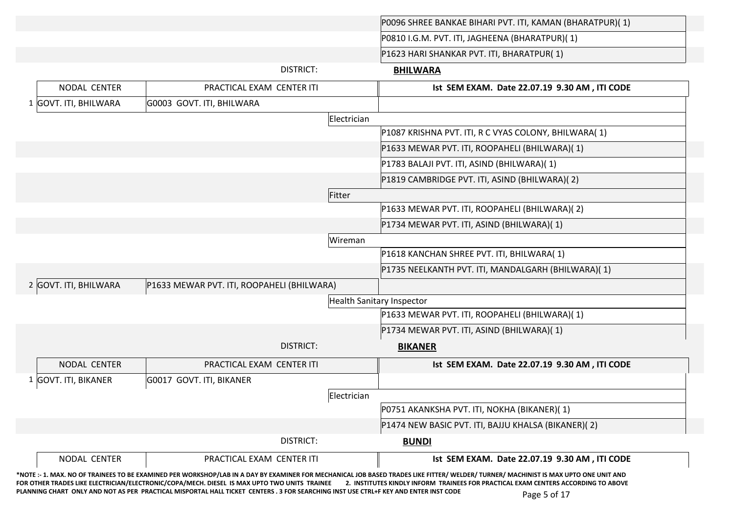| | | | |
|---|---|---|---|
| | | | P0096 SHREE BANKAE BIHARI PVT. ITI, KAMAN (BHARATPUR)( 1) |
| | | | P0810 I.G.M. PVT. ITI, JAGHEENA (BHARATPUR)( 1) |
| | | | P1623 HARI SHANKAR PVT. ITI, BHARATPUR( 1) |

DISTRICT: **BHILWARA**

| | NODAL CENTER | PRACTICAL EXAM CENTER ITI | | Ist SEM EXAM. Date 22.07.19 9.30 AM , ITI CODE |
|---|---|---|---|---|
| 1 | GOVT. ITI, BHILWARA | G0003 GOVT. ITI, BHILWARA | | |
| | | | Electrician | |
| | | | | P1087 KRISHNA PVT. ITI, R C VYAS COLONY, BHILWARA( 1) |
| | | | | P1633 MEWAR PVT. ITI, ROOPAHELI (BHILWARA)( 1) |
| | | | | P1783 BALAJI PVT. ITI, ASIND (BHILWARA)( 1) |
| | | | | P1819 CAMBRIDGE PVT. ITI, ASIND (BHILWARA)( 2) |
| | | | Fitter | |
| | | | | P1633 MEWAR PVT. ITI, ROOPAHELI (BHILWARA)( 2) |
| | | | | P1734 MEWAR PVT. ITI, ASIND (BHILWARA)( 1) |
| | | | Wireman | |
| | | | | P1618 KANCHAN SHREE PVT. ITI, BHILWARA( 1) |
| | | | | P1735 NEELKANTH PVT. ITI, MANDALGARH (BHILWARA)( 1) |
| 2 | GOVT. ITI, BHILWARA | P1633 MEWAR PVT. ITI, ROOPAHELI (BHILWARA) | | |
| | | | Health Sanitary Inspector | |
| | | | | P1633 MEWAR PVT. ITI, ROOPAHELI (BHILWARA)( 1) |
| | | | | P1734 MEWAR PVT. ITI, ASIND (BHILWARA)( 1) |

DISTRICT: **BIKANER**

| | NODAL CENTER | PRACTICAL EXAM CENTER ITI | | Ist SEM EXAM. Date 22.07.19 9.30 AM , ITI CODE |
|---|---|---|---|---|
| 1 | GOVT. ITI, BIKANER | G0017 GOVT. ITI, BIKANER | | |
| | | | Electrician | |
| | | | | P0751 AKANKSHA PVT. ITI, NOKHA (BIKANER)( 1) |
| | | | | P1474 NEW BASIC PVT. ITI, BAJJU KHALSA (BIKANER)( 2) |

DISTRICT: **BUNDI**

| | NODAL CENTER | PRACTICAL EXAM CENTER ITI | | Ist SEM EXAM. Date 22.07.19 9.30 AM , ITI CODE |
|---|---|---|---|---|

**\*NOTE :- 1. MAX. NO OF TRAINEES TO BE EXAMINED PER WORKSHOP/LAB IN A DAY BY EXAMINER FOR MECHANICAL JOB BASED TRADES LIKE FITTER/ WELDER/ TURNER/ MACHINIST IS MAX UPTO ONE UNIT AND FOR OTHER TRADES LIKE ELECTRICIAN/ELECTRONIC/COPA/MECH. DIESEL IS MAX UPTO TWO UNITS TRAINEE 2. INSTITUTES KINDLY INFORM TRAINEES FOR PRACTICAL EXAM CENTERS ACCORDING TO ABOVE PLANNING CHART ONLY AND NOT AS PER PRACTICAL MISPORTAL HALL TICKET CENTERS . 3 FOR SEARCHING INST USE CTRL+F KEY AND ENTER INST CODE**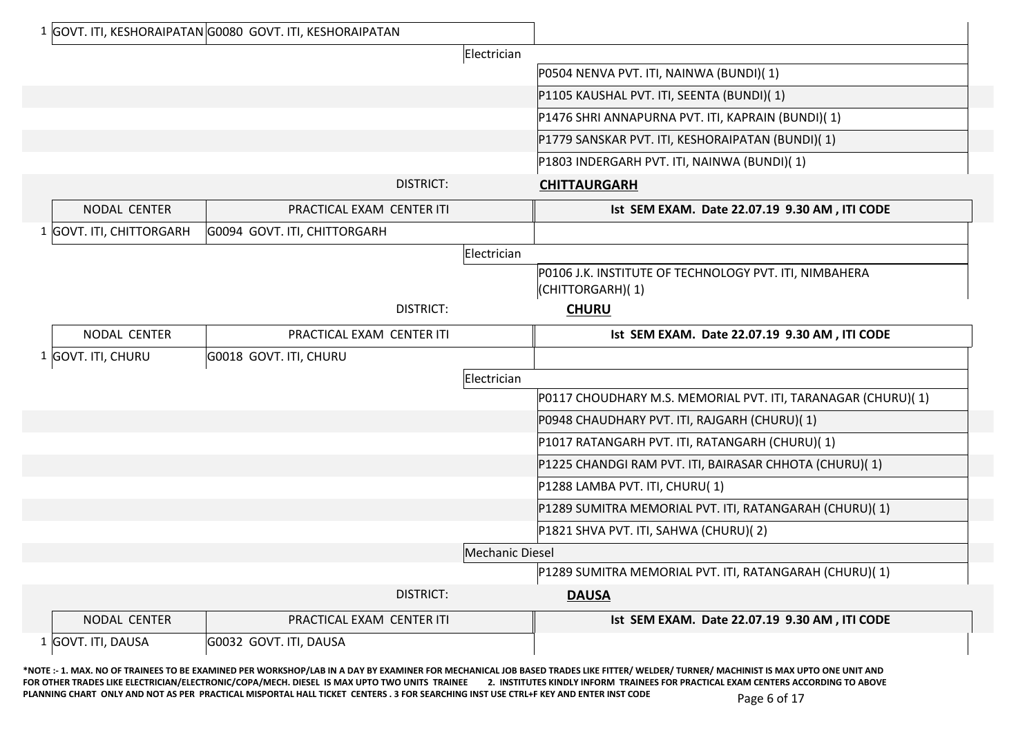| | NODAL CENTER | PRACTICAL EXAM CENTER ITI | | |
|---|---|---|---|---|
| 1 | GOVT. ITI, KESHORAIPATAN | G0080 GOVT. ITI, KESHORAIPATAN | | |
| | | | Electrician | |
| | | | | P0504 NENVA PVT. ITI, NAINWA (BUNDI)( 1) |
| | | | | P1105 KAUSHAL PVT. ITI, SEENTA (BUNDI)( 1) |
| | | | | P1476 SHRI ANNAPURNA PVT. ITI, KAPRAIN (BUNDI)( 1) |
| | | | | P1779 SANSKAR PVT. ITI, KESHORAIPATAN (BUNDI)( 1) |
| | | | | P1803 INDERGARH PVT. ITI, NAINWA (BUNDI)( 1) |

DISTRICT: **CHITTAURGARH**

| | NODAL CENTER | PRACTICAL EXAM CENTER ITI | | Ist SEM EXAM. Date 22.07.19 9.30 AM , ITI CODE |
|---|---|---|---|---|
| 1 | GOVT. ITI, CHITTORGARH | G0094 GOVT. ITI, CHITTORGARH | | |
| | | | Electrician | |
| | | | | P0106 J.K. INSTITUTE OF TECHNOLOGY PVT. ITI, NIMBAHERA (CHITTORGARH)( 1) |

DISTRICT: **CHURU**

| | NODAL CENTER | PRACTICAL EXAM CENTER ITI | | Ist SEM EXAM. Date 22.07.19 9.30 AM , ITI CODE |
|---|---|---|---|---|
| 1 | GOVT. ITI, CHURU | G0018 GOVT. ITI, CHURU | | |
| | | | Electrician | |
| | | | | P0117 CHOUDHARY M.S. MEMORIAL PVT. ITI, TARANAGAR (CHURU)( 1) |
| | | | | P0948 CHAUDHARY PVT. ITI, RAJGARH (CHURU)( 1) |
| | | | | P1017 RATANGARH PVT. ITI, RATANGARH (CHURU)( 1) |
| | | | | P1225 CHANDGI RAM PVT. ITI, BAIRASAR CHHOTA (CHURU)( 1) |
| | | | | P1288 LAMBA PVT. ITI, CHURU( 1) |
| | | | | P1289 SUMITRA MEMORIAL PVT. ITI, RATANGARAH (CHURU)( 1) |
| | | | | P1821 SHVA PVT. ITI, SAHWA (CHURU)( 2) |
| | | | Mechanic Diesel | |
| | | | | P1289 SUMITRA MEMORIAL PVT. ITI, RATANGARAH (CHURU)( 1) |

DISTRICT: **DAUSA**

| | NODAL CENTER | PRACTICAL EXAM CENTER ITI | | Ist SEM EXAM. Date 22.07.19 9.30 AM , ITI CODE |
|---|---|---|---|---|
| 1 | GOVT. ITI, DAUSA | G0032 GOVT. ITI, DAUSA | | |

**\*NOTE :- 1. MAX. NO OF TRAINEES TO BE EXAMINED PER WORKSHOP/LAB IN A DAY BY EXAMINER FOR MECHANICAL JOB BASED TRADES LIKE FITTER/ WELDER/ TURNER/ MACHINIST IS MAX UPTO ONE UNIT AND FOR OTHER TRADES LIKE ELECTRICIAN/ELECTRONIC/COPA/MECH. DIESEL IS MAX UPTO TWO UNITS TRAINEE 2. INSTITUTES KINDLY INFORM TRAINEES FOR PRACTICAL EXAM CENTERS ACCORDING TO ABOVE PLANNING CHART ONLY AND NOT AS PER PRACTICAL MISPORTAL HALL TICKET CENTERS . 3 FOR SEARCHING INST USE CTRL+F KEY AND ENTER INST CODE**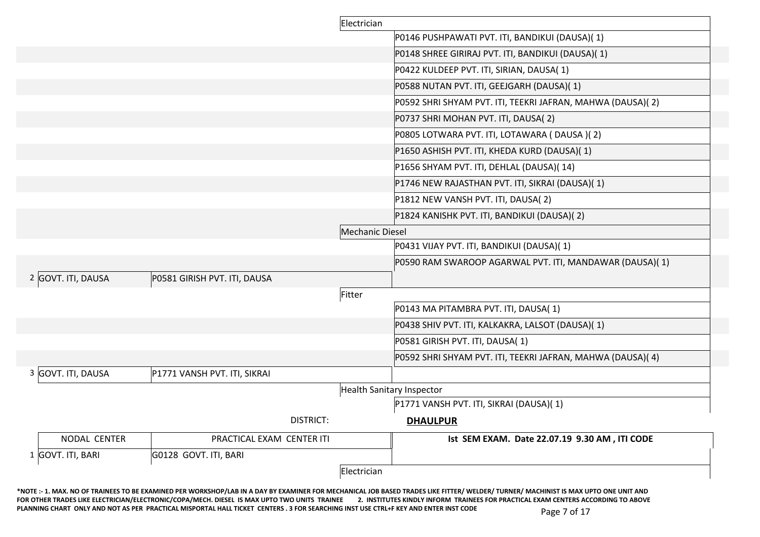| | NODAL CENTER | PRACTICAL EXAM CENTER ITI | | |
|---|---|---|---|---|
| | | | Electrician | |
| | | | | P0146 PUSHPAWATI PVT. ITI, BANDIKUI (DAUSA)( 1) |
| | | | | P0148 SHREE GIRIRAJ PVT. ITI, BANDIKUI (DAUSA)( 1) |
| | | | | P0422 KULDEEP PVT. ITI, SIRIAN, DAUSA( 1) |
| | | | | P0588 NUTAN PVT. ITI, GEEJGARH (DAUSA)( 1) |
| | | | | P0592 SHRI SHYAM PVT. ITI, TEEKRI JAFRAN, MAHWA (DAUSA)( 2) |
| | | | | P0737 SHRI MOHAN PVT. ITI, DAUSA( 2) |
| | | | | P0805 LOTWARA PVT. ITI, LOTAWARA ( DAUSA )( 2) |
| | | | | P1650 ASHISH PVT. ITI, KHEDA KURD (DAUSA)( 1) |
| | | | | P1656 SHYAM PVT. ITI, DEHLAL (DAUSA)( 14) |
| | | | | P1746 NEW RAJASTHAN PVT. ITI, SIKRAI (DAUSA)( 1) |
| | | | | P1812 NEW VANSH PVT. ITI, DAUSA( 2) |
| | | | | P1824 KANISHK PVT. ITI, BANDIKUI (DAUSA)( 2) |
| | | | Mechanic Diesel | |
| | | | | P0431 VIJAY PVT. ITI, BANDIKUI (DAUSA)( 1) |
| | | | | P0590 RAM SWAROOP AGARWAL PVT. ITI, MANDAWAR (DAUSA)( 1) |
| 2 | GOVT. ITI, DAUSA | P0581 GIRISH PVT. ITI, DAUSA | | |
| | | | Fitter | |
| | | | | P0143 MA PITAMBRA PVT. ITI, DAUSA( 1) |
| | | | | P0438 SHIV PVT. ITI, KALKAKRA, LALSOT (DAUSA)( 1) |
| | | | | P0581 GIRISH PVT. ITI, DAUSA( 1) |
| | | | | P0592 SHRI SHYAM PVT. ITI, TEEKRI JAFRAN, MAHWA (DAUSA)( 4) |
| 3 | GOVT. ITI, DAUSA | P1771 VANSH PVT. ITI, SIKRAI | | |
| | | | Health Sanitary Inspector | |
| | | | | P1771 VANSH PVT. ITI, SIKRAI (DAUSA)( 1) |

DISTRICT: **DHAULPUR**

| | NODAL CENTER | PRACTICAL EXAM CENTER ITI | | Ist SEM EXAM. Date 22.07.19 9.30 AM , ITI CODE |
|---|---|---|---|---|
| 1 | GOVT. ITI, BARI | G0128 GOVT. ITI, BARI | | |
| | | | Electrician | |

**\*NOTE :- 1. MAX. NO OF TRAINEES TO BE EXAMINED PER WORKSHOP/LAB IN A DAY BY EXAMINER FOR MECHANICAL JOB BASED TRADES LIKE FITTER/ WELDER/ TURNER/ MACHINIST IS MAX UPTO ONE UNIT AND FOR OTHER TRADES LIKE ELECTRICIAN/ELECTRONIC/COPA/MECH. DIESEL IS MAX UPTO TWO UNITS TRAINEE 2. INSTITUTES KINDLY INFORM TRAINEES FOR PRACTICAL EXAM CENTERS ACCORDING TO ABOVE PLANNING CHART ONLY AND NOT AS PER PRACTICAL MISPORTAL HALL TICKET CENTERS . 3 FOR SEARCHING INST USE CTRL+F KEY AND ENTER INST CODE**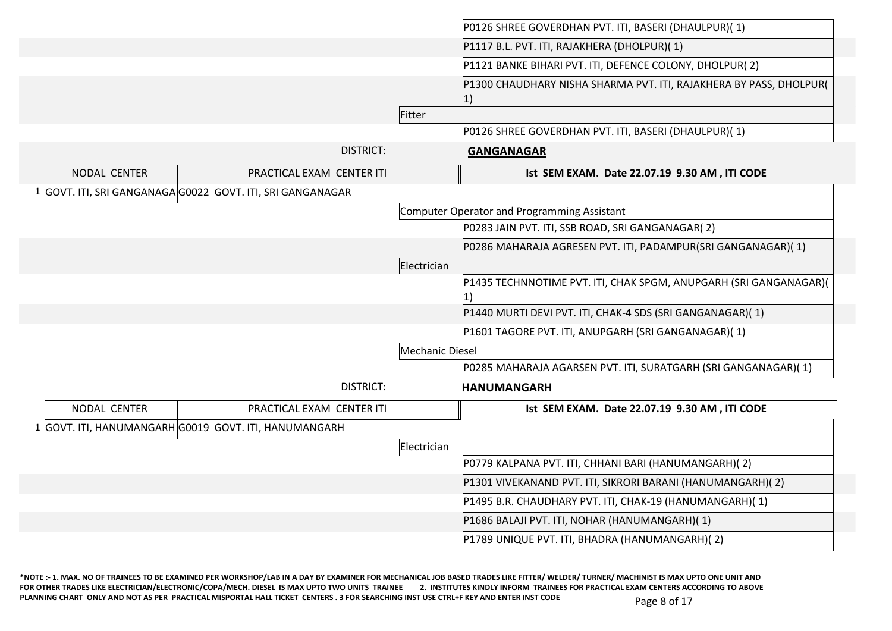| | | | |
|---|---|---|---|
| | | | P0126 SHREE GOVERDHAN PVT. ITI, BASERI (DHAULPUR)( 1) |
| | | | P1117 B.L. PVT. ITI, RAJAKHERA (DHOLPUR)( 1) |
| | | | P1121 BANKE BIHARI PVT. ITI, DEFENCE COLONY, DHOLPUR( 2) |
| | | | P1300 CHAUDHARY NISHA SHARMA PVT. ITI, RAJAKHERA BY PASS, DHOLPUR( 1) |
| | | Fitter | |
| | | | P0126 SHREE GOVERDHAN PVT. ITI, BASERI (DHAULPUR)( 1) |

DISTRICT: **GANGANAGAR**

| | NODAL CENTER | PRACTICAL EXAM CENTER ITI | | Ist SEM EXAM. Date 22.07.19 9.30 AM , ITI CODE |
|---|---|---|---|---|
| 1 | GOVT. ITI, SRI GANGANAGA | G0022 GOVT. ITI, SRI GANGANAGAR | | |
| | | | Computer Operator and Programming Assistant | |
| | | | | P0283 JAIN PVT. ITI, SSB ROAD, SRI GANGANAGAR( 2) |
| | | | | P0286 MAHARAJA AGRESEN PVT. ITI, PADAMPUR(SRI GANGANAGAR)( 1) |
| | | | Electrician | |
| | | | | P1435 TECHNNOTIME PVT. ITI, CHAK SPGM, ANUPGARH (SRI GANGANAGAR)( 1) |
| | | | | P1440 MURTI DEVI PVT. ITI, CHAK-4 SDS (SRI GANGANAGAR)( 1) |
| | | | | P1601 TAGORE PVT. ITI, ANUPGARH (SRI GANGANAGAR)( 1) |
| | | | Mechanic Diesel | |
| | | | | P0285 MAHARAJA AGARSEN PVT. ITI, SURATGARH (SRI GANGANAGAR)( 1) |

DISTRICT: **HANUMANGARH**

| | NODAL CENTER | PRACTICAL EXAM CENTER ITI | | Ist SEM EXAM. Date 22.07.19 9.30 AM , ITI CODE |
|---|---|---|---|---|
| 1 | GOVT. ITI, HANUMANGARH | G0019 GOVT. ITI, HANUMANGARH | | |
| | | | Electrician | |
| | | | | P0779 KALPANA PVT. ITI, CHHANI BARI (HANUMANGARH)( 2) |
| | | | | P1301 VIVEKANAND PVT. ITI, SIKRORI BARANI (HANUMANGARH)( 2) |
| | | | | P1495 B.R. CHAUDHARY PVT. ITI, CHAK-19 (HANUMANGARH)( 1) |
| | | | | P1686 BALAJI PVT. ITI, NOHAR (HANUMANGARH)( 1) |
| | | | | P1789 UNIQUE PVT. ITI, BHADRA (HANUMANGARH)( 2) |

*NOTE :- 1. MAX. NO OF TRAINEES TO BE EXAMINED PER WORKSHOP/LAB IN A DAY BY EXAMINER FOR MECHANICAL JOB BASED TRADES LIKE FITTER/ WELDER/ TURNER/ MACHINIST IS MAX UPTO ONE UNIT AND FOR OTHER TRADES LIKE ELECTRICIAN/ELECTRONIC/COPA/MECH. DIESEL IS MAX UPTO TWO UNITS TRAINEE 2. INSTITUTES KINDLY INFORM TRAINEES FOR PRACTICAL EXAM CENTERS ACCORDING TO ABOVE PLANNING CHART ONLY AND NOT AS PER PRACTICAL MISPORTAL HALL TICKET CENTERS . 3 FOR SEARCHING INST USE CTRL+F KEY AND ENTER INST CODE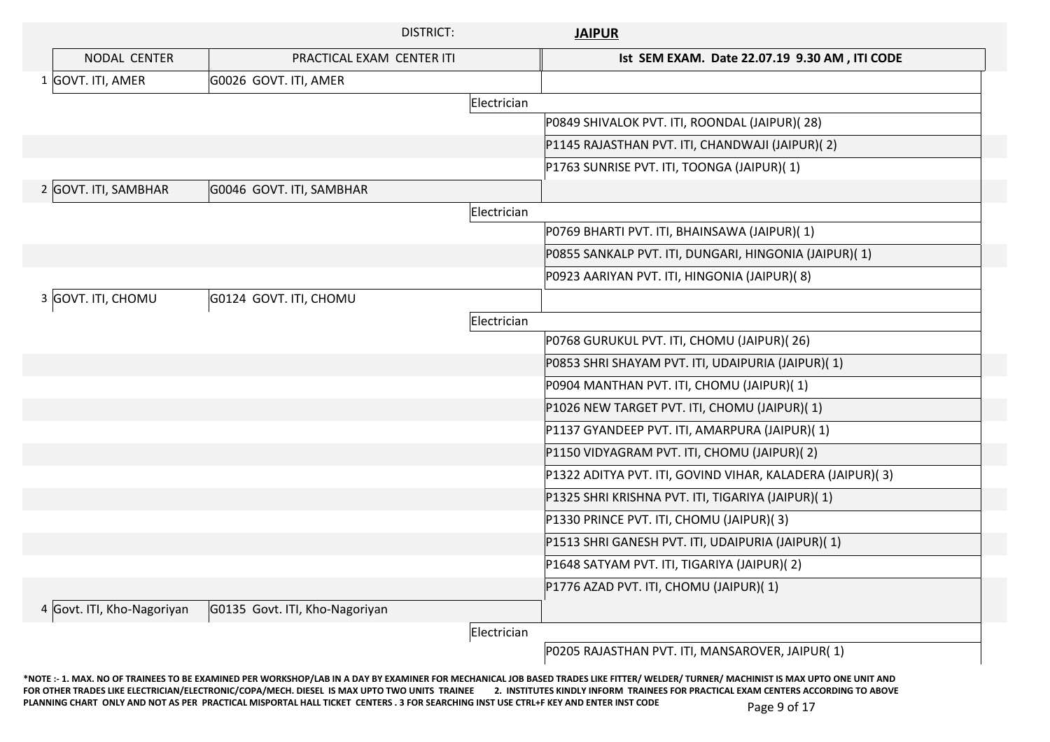DISTRICT: **JAIPUR**

| | NODAL CENTER | PRACTICAL EXAM CENTER ITI | | Ist SEM EXAM. Date 22.07.19 9.30 AM , ITI CODE |
|---|---|---|---|---|
| 1 | GOVT. ITI, AMER | G0026 GOVT. ITI, AMER | | |
| | | | Electrician | |
| | | | | P0849 SHIVALOK PVT. ITI, ROONDAL (JAIPUR)( 28) |
| | | | | P1145 RAJASTHAN PVT. ITI, CHANDWAJI (JAIPUR)( 2) |
| | | | | P1763 SUNRISE PVT. ITI, TOONGA (JAIPUR)( 1) |
| 2 | GOVT. ITI, SAMBHAR | G0046 GOVT. ITI, SAMBHAR | | |
| | | | Electrician | |
| | | | | P0769 BHARTI PVT. ITI, BHAINSAWA (JAIPUR)( 1) |
| | | | | P0855 SANKALP PVT. ITI, DUNGARI, HINGONIA (JAIPUR)( 1) |
| | | | | P0923 AARIYAN PVT. ITI, HINGONIA (JAIPUR)( 8) |
| 3 | GOVT. ITI, CHOMU | G0124 GOVT. ITI, CHOMU | | |
| | | | Electrician | |
| | | | | P0768 GURUKUL PVT. ITI, CHOMU (JAIPUR)( 26) |
| | | | | P0853 SHRI SHAYAM PVT. ITI, UDAIPURIA (JAIPUR)( 1) |
| | | | | P0904 MANTHAN PVT. ITI, CHOMU (JAIPUR)( 1) |
| | | | | P1026 NEW TARGET PVT. ITI, CHOMU (JAIPUR)( 1) |
| | | | | P1137 GYANDEEP PVT. ITI, AMARPURA (JAIPUR)( 1) |
| | | | | P1150 VIDYAGRAM PVT. ITI, CHOMU (JAIPUR)( 2) |
| | | | | P1322 ADITYA PVT. ITI, GOVIND VIHAR, KALADERA (JAIPUR)( 3) |
| | | | | P1325 SHRI KRISHNA PVT. ITI, TIGARIYA (JAIPUR)( 1) |
| | | | | P1330 PRINCE PVT. ITI, CHOMU (JAIPUR)( 3) |
| | | | | P1513 SHRI GANESH PVT. ITI, UDAIPURIA (JAIPUR)( 1) |
| | | | | P1648 SATYAM PVT. ITI, TIGARIYA (JAIPUR)( 2) |
| | | | | P1776 AZAD PVT. ITI, CHOMU (JAIPUR)( 1) |
| 4 | Govt. ITI, Kho-Nagoriyan | G0135 Govt. ITI, Kho-Nagoriyan | | |
| | | | Electrician | |
| | | | | P0205 RAJASTHAN PVT. ITI, MANSAROVER, JAIPUR( 1) |

***NOTE :- 1. MAX. NO OF TRAINEES TO BE EXAMINED PER WORKSHOP/LAB IN A DAY BY EXAMINER FOR MECHANICAL JOB BASED TRADES LIKE FITTER/ WELDER/ TURNER/ MACHINIST IS MAX UPTO ONE UNIT AND FOR OTHER TRADES LIKE ELECTRICIAN/ELECTRONIC/COPA/MECH. DIESEL IS MAX UPTO TWO UNITS TRAINEE 2. INSTITUTES KINDLY INFORM TRAINEES FOR PRACTICAL EXAM CENTERS ACCORDING TO ABOVE PLANNING CHART ONLY AND NOT AS PER PRACTICAL MISPORTAL HALL TICKET CENTERS . 3 FOR SEARCHING INST USE CTRL+F KEY AND ENTER INST CODE**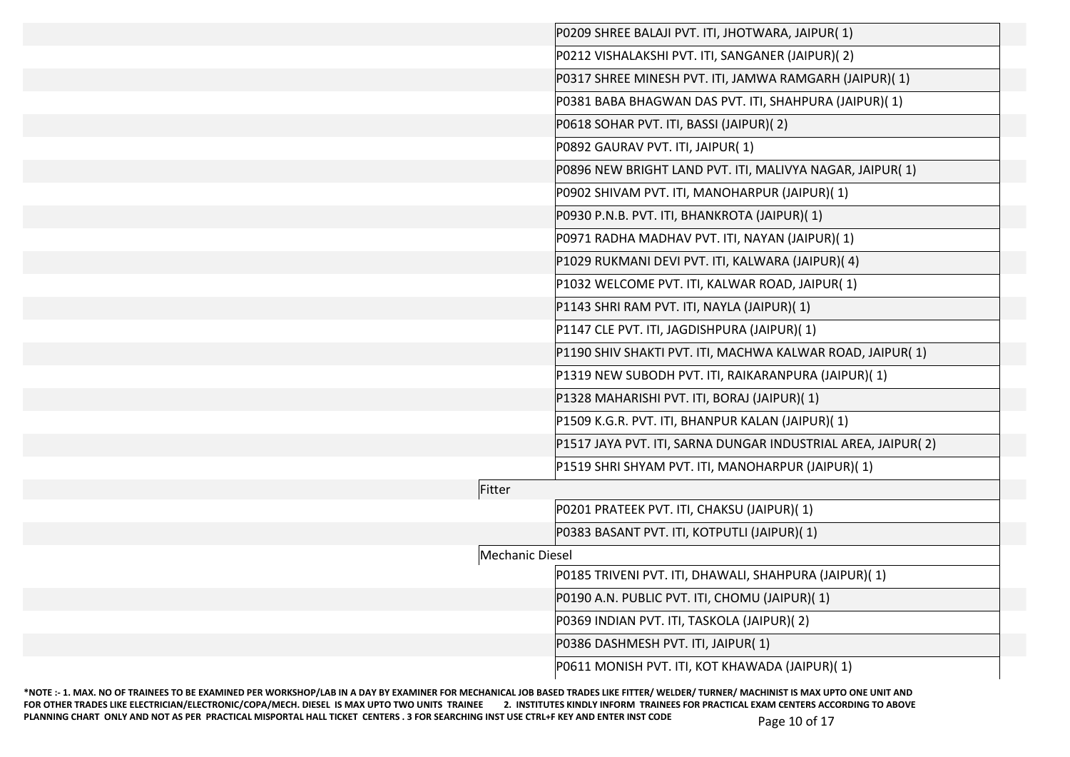| | | |
|---|---|---|
| | | P0209 SHREE BALAJI PVT. ITI, JHOTWARA, JAIPUR( 1) |
| | | P0212 VISHALAKSHI PVT. ITI, SANGANER (JAIPUR)( 2) |
| | | P0317 SHREE MINESH PVT. ITI, JAMWA RAMGARH (JAIPUR)( 1) |
| | | P0381 BABA BHAGWAN DAS PVT. ITI, SHAHPURA (JAIPUR)( 1) |
| | | P0618 SOHAR PVT. ITI, BASSI (JAIPUR)( 2) |
| | | P0892 GAURAV PVT. ITI, JAIPUR( 1) |
| | | P0896 NEW BRIGHT LAND PVT. ITI, MALIVYA NAGAR, JAIPUR( 1) |
| | | P0902 SHIVAM PVT. ITI, MANOHARPUR (JAIPUR)( 1) |
| | | P0930 P.N.B. PVT. ITI, BHANKROTA (JAIPUR)( 1) |
| | | P0971 RADHA MADHAV PVT. ITI, NAYAN (JAIPUR)( 1) |
| | | P1029 RUKMANI DEVI PVT. ITI, KALWARA (JAIPUR)( 4) |
| | | P1032 WELCOME PVT. ITI, KALWAR ROAD, JAIPUR( 1) |
| | | P1143 SHRI RAM PVT. ITI, NAYLA (JAIPUR)( 1) |
| | | P1147 CLE PVT. ITI, JAGDISHPURA (JAIPUR)( 1) |
| | | P1190 SHIV SHAKTI PVT. ITI, MACHWA KALWAR ROAD, JAIPUR( 1) |
| | | P1319 NEW SUBODH PVT. ITI, RAIKARANPURA (JAIPUR)( 1) |
| | | P1328 MAHARISHI PVT. ITI, BORAJ (JAIPUR)( 1) |
| | | P1509 K.G.R. PVT. ITI, BHANPUR KALAN (JAIPUR)( 1) |
| | | P1517 JAYA PVT. ITI, SARNA DUNGAR INDUSTRIAL AREA, JAIPUR( 2) |
| | | P1519 SHRI SHYAM PVT. ITI, MANOHARPUR (JAIPUR)( 1) |
| | Fitter | |
| | | P0201 PRATEEK PVT. ITI, CHAKSU (JAIPUR)( 1) |
| | | P0383 BASANT PVT. ITI, KOTPUTLI (JAIPUR)( 1) |
| | Mechanic Diesel | |
| | | P0185 TRIVENI PVT. ITI, DHAWALI, SHAHPURA (JAIPUR)( 1) |
| | | P0190 A.N. PUBLIC PVT. ITI, CHOMU (JAIPUR)( 1) |
| | | P0369 INDIAN PVT. ITI, TASKOLA (JAIPUR)( 2) |
| | | P0386 DASHMESH PVT. ITI, JAIPUR( 1) |
| | | P0611 MONISH PVT. ITI, KOT KHAWADA (JAIPUR)( 1) |

**\*NOTE :- 1. MAX. NO OF TRAINEES TO BE EXAMINED PER WORKSHOP/LAB IN A DAY BY EXAMINER FOR MECHANICAL JOB BASED TRADES LIKE FITTER/ WELDER/ TURNER/ MACHINIST IS MAX UPTO ONE UNIT AND FOR OTHER TRADES LIKE ELECTRICIAN/ELECTRONIC/COPA/MECH. DIESEL IS MAX UPTO TWO UNITS TRAINEE 2. INSTITUTES KINDLY INFORM TRAINEES FOR PRACTICAL EXAM CENTERS ACCORDING TO ABOVE PLANNING CHART ONLY AND NOT AS PER PRACTICAL MISPORTAL HALL TICKET CENTERS . 3 FOR SEARCHING INST USE CTRL+F KEY AND ENTER INST CODE**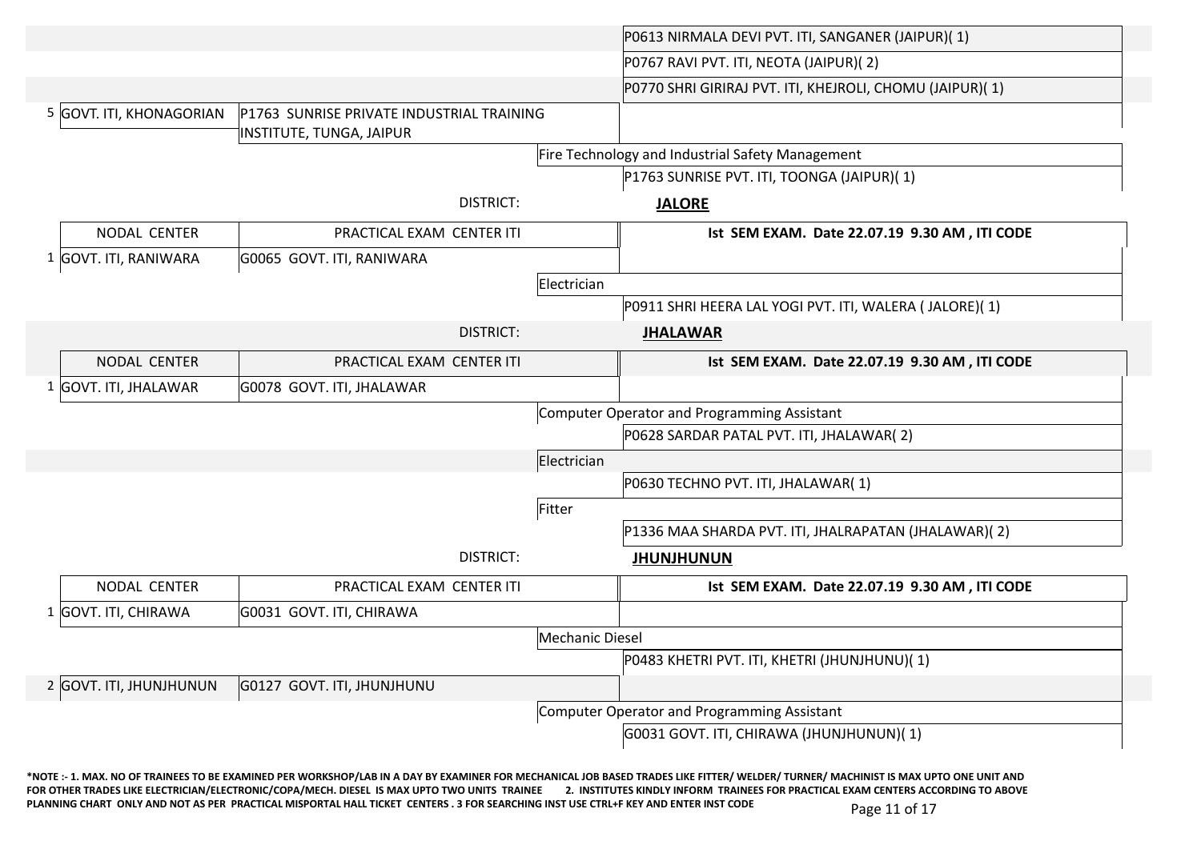| | NODAL CENTER | PRACTICAL EXAM CENTER ITI | | ITI CODE |
|---|---|---|---|---|
| | | | | P0613 NIRMALA DEVI PVT. ITI, SANGANER (JAIPUR)( 1) |
| | | | | P0767 RAVI PVT. ITI, NEOTA (JAIPUR)( 2) |
| | | | | P0770 SHRI GIRIRAJ PVT. ITI, KHEJROLI, CHOMU (JAIPUR)( 1) |
| 5 | GOVT. ITI, KHONAGORIAN | P1763 SUNRISE PRIVATE INDUSTRIAL TRAINING INSTITUTE, TUNGA, JAIPUR | | |
| | | | Fire Technology and Industrial Safety Management | |
| | | | | P1763 SUNRISE PVT. ITI, TOONGA (JAIPUR)( 1) |

DISTRICT: **JALORE**

| | NODAL CENTER | PRACTICAL EXAM CENTER ITI | | Ist SEM EXAM. Date 22.07.19 9.30 AM , ITI CODE |
|---|---|---|---|---|
| 1 | GOVT. ITI, RANIWARA | G0065 GOVT. ITI, RANIWARA | | |
| | | | Electrician | |
| | | | | P0911 SHRI HEERA LAL YOGI PVT. ITI, WALERA ( JALORE)( 1) |

DISTRICT: **JHALAWAR**

| | NODAL CENTER | PRACTICAL EXAM CENTER ITI | | Ist SEM EXAM. Date 22.07.19 9.30 AM , ITI CODE |
|---|---|---|---|---|
| 1 | GOVT. ITI, JHALAWAR | G0078 GOVT. ITI, JHALAWAR | | |
| | | | Computer Operator and Programming Assistant | |
| | | | | P0628 SARDAR PATAL PVT. ITI, JHALAWAR( 2) |
| | | | Electrician | |
| | | | | P0630 TECHNO PVT. ITI, JHALAWAR( 1) |
| | | | Fitter | |
| | | | | P1336 MAA SHARDA PVT. ITI, JHALRAPATAN (JHALAWAR)( 2) |

DISTRICT: **JHUNJHUNUN**

| | NODAL CENTER | PRACTICAL EXAM CENTER ITI | | Ist SEM EXAM. Date 22.07.19 9.30 AM , ITI CODE |
|---|---|---|---|---|
| 1 | GOVT. ITI, CHIRAWA | G0031 GOVT. ITI, CHIRAWA | | |
| | | | Mechanic Diesel | |
| | | | | P0483 KHETRI PVT. ITI, KHETRI (JHUNJHUNU)( 1) |
| 2 | GOVT. ITI, JHUNJHUNUN | G0127 GOVT. ITI, JHUNJHUNU | | |
| | | | Computer Operator and Programming Assistant | |
| | | | | G0031 GOVT. ITI, CHIRAWA (JHUNJHUNUN)( 1) |

**\*NOTE :- 1. MAX. NO OF TRAINEES TO BE EXAMINED PER WORKSHOP/LAB IN A DAY BY EXAMINER FOR MECHANICAL JOB BASED TRADES LIKE FITTER/ WELDER/ TURNER/ MACHINIST IS MAX UPTO ONE UNIT AND FOR OTHER TRADES LIKE ELECTRICIAN/ELECTRONIC/COPA/MECH. DIESEL IS MAX UPTO TWO UNITS TRAINEE 2. INSTITUTES KINDLY INFORM TRAINEES FOR PRACTICAL EXAM CENTERS ACCORDING TO ABOVE PLANNING CHART ONLY AND NOT AS PER PRACTICAL MISPORTAL HALL TICKET CENTERS . 3 FOR SEARCHING INST USE CTRL+F KEY AND ENTER INST CODE**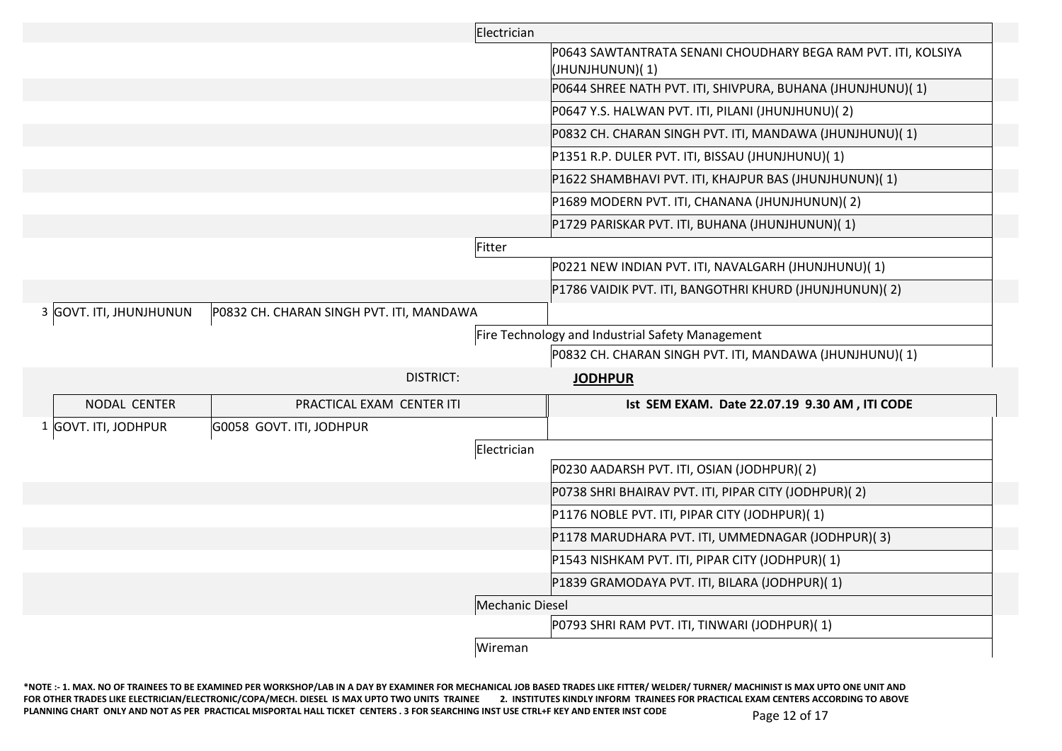| | NODAL CENTER | PRACTICAL EXAM CENTER ITI | | |
|---|---|---|---|---|
| | | | Electrician | |
| | | | | P0643 SAWTANTRATA SENANI CHOUDHARY BEGA RAM PVT. ITI, KOLSIYA (JHUNJHUNUN)( 1) |
| | | | | P0644 SHREE NATH PVT. ITI, SHIVPURA, BUHANA (JHUNJHUNU)( 1) |
| | | | | P0647 Y.S. HALWAN PVT. ITI, PILANI (JHUNJHUNU)( 2) |
| | | | | P0832 CH. CHARAN SINGH PVT. ITI, MANDAWA (JHUNJHUNU)( 1) |
| | | | | P1351 R.P. DULER PVT. ITI, BISSAU (JHUNJHUNU)( 1) |
| | | | | P1622 SHAMBHAVI PVT. ITI, KHAJPUR BAS (JHUNJHUNUN)( 1) |
| | | | | P1689 MODERN PVT. ITI, CHANANA (JHUNJHUNUN)( 2) |
| | | | | P1729 PARISKAR PVT. ITI, BUHANA (JHUNJHUNUN)( 1) |
| | | | Fitter | |
| | | | | P0221 NEW INDIAN PVT. ITI, NAVALGARH (JHUNJHUNU)( 1) |
| | | | | P1786 VAIDIK PVT. ITI, BANGOTHRI KHURD (JHUNJHUNUN)( 2) |
| 3 | GOVT. ITI, JHUNJHUNUN | P0832 CH. CHARAN SINGH PVT. ITI, MANDAWA | | |
| | | | Fire Technology and Industrial Safety Management | |
| | | | | P0832 CH. CHARAN SINGH PVT. ITI, MANDAWA (JHUNJHUNU)( 1) |

DISTRICT: **JODHPUR**

| | NODAL CENTER | PRACTICAL EXAM CENTER ITI | | Ist SEM EXAM. Date 22.07.19 9.30 AM , ITI CODE |
|---|---|---|---|---|
| 1 | GOVT. ITI, JODHPUR | G0058 GOVT. ITI, JODHPUR | | |
| | | | Electrician | |
| | | | | P0230 AADARSH PVT. ITI, OSIAN (JODHPUR)( 2) |
| | | | | P0738 SHRI BHAIRAV PVT. ITI, PIPAR CITY (JODHPUR)( 2) |
| | | | | P1176 NOBLE PVT. ITI, PIPAR CITY (JODHPUR)( 1) |
| | | | | P1178 MARUDHARA PVT. ITI, UMMEDNAGAR (JODHPUR)( 3) |
| | | | | P1543 NISHKAM PVT. ITI, PIPAR CITY (JODHPUR)( 1) |
| | | | | P1839 GRAMODAYA PVT. ITI, BILARA (JODHPUR)( 1) |
| | | | Mechanic Diesel | |
| | | | | P0793 SHRI RAM PVT. ITI, TINWARI (JODHPUR)( 1) |
| | | | Wireman | |

*NOTE :- 1. MAX. NO OF TRAINEES TO BE EXAMINED PER WORKSHOP/LAB IN A DAY BY EXAMINER FOR MECHANICAL JOB BASED TRADES LIKE FITTER/ WELDER/ TURNER/ MACHINIST IS MAX UPTO ONE UNIT AND FOR OTHER TRADES LIKE ELECTRICIAN/ELECTRONIC/COPA/MECH. DIESEL IS MAX UPTO TWO UNITS TRAINEE 2. INSTITUTES KINDLY INFORM TRAINEES FOR PRACTICAL EXAM CENTERS ACCORDING TO ABOVE PLANNING CHART ONLY AND NOT AS PER PRACTICAL MISPORTAL HALL TICKET CENTERS . 3 FOR SEARCHING INST USE CTRL+F KEY AND ENTER INST CODE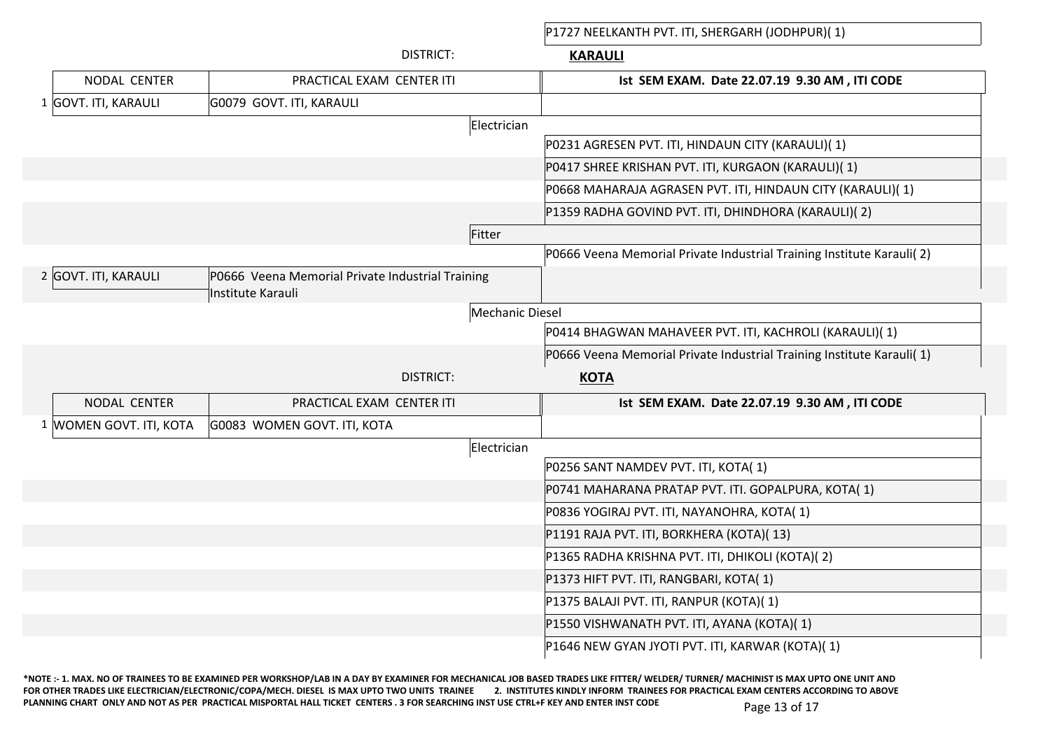| | | |
|---|---|---|
| | | P1727 NEELKANTH PVT. ITI, SHERGARH (JODHPUR)( 1) |

DISTRICT: **KARAULI**

| | NODAL CENTER | PRACTICAL EXAM CENTER ITI | | Ist SEM EXAM. Date 22.07.19 9.30 AM , ITI CODE |
|---|---|---|---|---|
| 1 | GOVT. ITI, KARAULI | G0079 GOVT. ITI, KARAULI | | |
| | | | Electrician | |
| | | | | P0231 AGRESEN PVT. ITI, HINDAUN CITY (KARAULI)( 1) |
| | | | | P0417 SHREE KRISHAN PVT. ITI, KURGAON (KARAULI)( 1) |
| | | | | P0668 MAHARAJA AGRASEN PVT. ITI, HINDAUN CITY (KARAULI)( 1) |
| | | | | P1359 RADHA GOVIND PVT. ITI, DHINDHORA (KARAULI)( 2) |
| | | | Fitter | |
| | | | | P0666 Veena Memorial Private Industrial Training Institute Karauli( 2) |
| 2 | GOVT. ITI, KARAULI | P0666 Veena Memorial Private Industrial Training Institute Karauli | | |
| | | | Mechanic Diesel | |
| | | | | P0414 BHAGWAN MAHAVEER PVT. ITI, KACHROLI (KARAULI)( 1) |
| | | | | P0666 Veena Memorial Private Industrial Training Institute Karauli( 1) |

DISTRICT: **KOTA**

| | NODAL CENTER | PRACTICAL EXAM CENTER ITI | | Ist SEM EXAM. Date 22.07.19 9.30 AM , ITI CODE |
|---|---|---|---|---|
| 1 | WOMEN GOVT. ITI, KOTA | G0083 WOMEN GOVT. ITI, KOTA | | |
| | | | Electrician | |
| | | | | P0256 SANT NAMDEV PVT. ITI, KOTA( 1) |
| | | | | P0741 MAHARANA PRATAP PVT. ITI. GOPALPURA, KOTA( 1) |
| | | | | P0836 YOGIRAJ PVT. ITI, NAYANOHRA, KOTA( 1) |
| | | | | P1191 RAJA PVT. ITI, BORKHERA (KOTA)( 13) |
| | | | | P1365 RADHA KRISHNA PVT. ITI, DHIKOLI (KOTA)( 2) |
| | | | | P1373 HIFT PVT. ITI, RANGBARI, KOTA( 1) |
| | | | | P1375 BALAJI PVT. ITI, RANPUR (KOTA)( 1) |
| | | | | P1550 VISHWANATH PVT. ITI, AYANA (KOTA)( 1) |
| | | | | P1646 NEW GYAN JYOTI PVT. ITI, KARWAR (KOTA)( 1) |

**\*NOTE :- 1. MAX. NO OF TRAINEES TO BE EXAMINED PER WORKSHOP/LAB IN A DAY BY EXAMINER FOR MECHANICAL JOB BASED TRADES LIKE FITTER/ WELDER/ TURNER/ MACHINIST IS MAX UPTO ONE UNIT AND FOR OTHER TRADES LIKE ELECTRICIAN/ELECTRONIC/COPA/MECH. DIESEL IS MAX UPTO TWO UNITS TRAINEE 2. INSTITUTES KINDLY INFORM TRAINEES FOR PRACTICAL EXAM CENTERS ACCORDING TO ABOVE PLANNING CHART ONLY AND NOT AS PER PRACTICAL MISPORTAL HALL TICKET CENTERS . 3 FOR SEARCHING INST USE CTRL+F KEY AND ENTER INST CODE**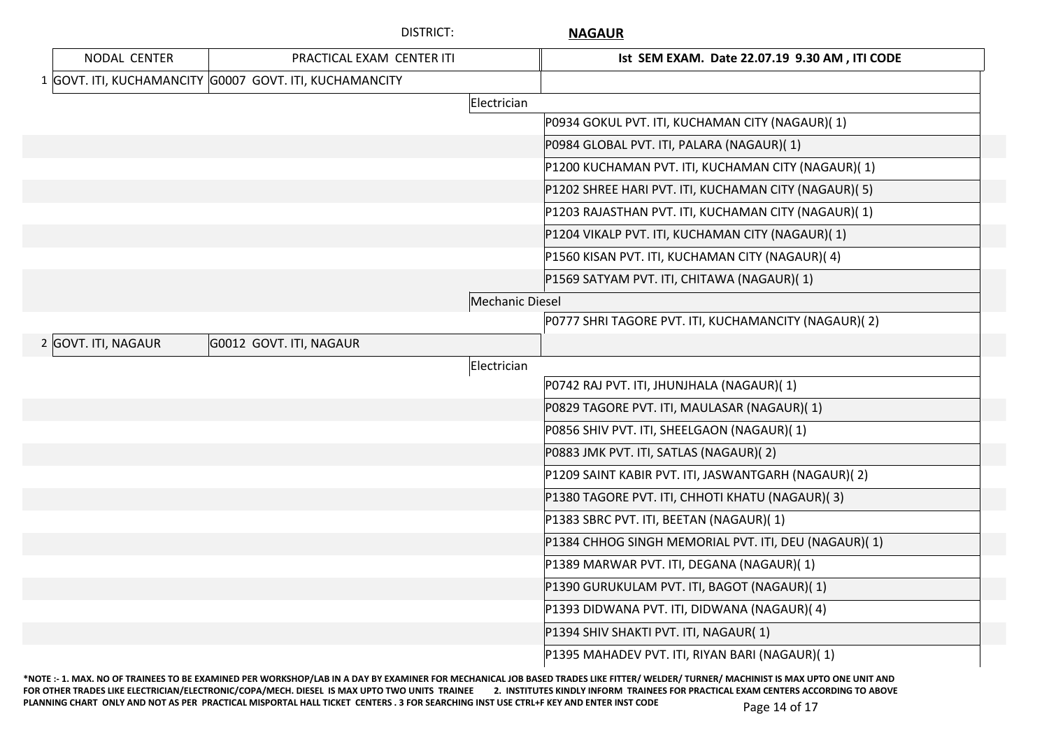DISTRICT: **NAGAUR**

| | NODAL CENTER | PRACTICAL EXAM CENTER ITI | | Ist SEM EXAM. Date 22.07.19 9.30 AM , ITI CODE |
|---|---|---|---|---|
| 1 | GOVT. ITI, KUCHAMANCITY | G0007 GOVT. ITI, KUCHAMANCITY | | |
| | | | Electrician | |
| | | | | P0934 GOKUL PVT. ITI, KUCHAMAN CITY (NAGAUR)( 1) |
| | | | | P0984 GLOBAL PVT. ITI, PALARA (NAGAUR)( 1) |
| | | | | P1200 KUCHAMAN PVT. ITI, KUCHAMAN CITY (NAGAUR)( 1) |
| | | | | P1202 SHREE HARI PVT. ITI, KUCHAMAN CITY (NAGAUR)( 5) |
| | | | | P1203 RAJASTHAN PVT. ITI, KUCHAMAN CITY (NAGAUR)( 1) |
| | | | | P1204 VIKALP PVT. ITI, KUCHAMAN CITY (NAGAUR)( 1) |
| | | | | P1560 KISAN PVT. ITI, KUCHAMAN CITY (NAGAUR)( 4) |
| | | | | P1569 SATYAM PVT. ITI, CHITAWA (NAGAUR)( 1) |
| | | | Mechanic Diesel | |
| | | | | P0777 SHRI TAGORE PVT. ITI, KUCHAMANCITY (NAGAUR)( 2) |
| 2 | GOVT. ITI, NAGAUR | G0012 GOVT. ITI, NAGAUR | | |
| | | | Electrician | |
| | | | | P0742 RAJ PVT. ITI, JHUNJHALA (NAGAUR)( 1) |
| | | | | P0829 TAGORE PVT. ITI, MAULASAR (NAGAUR)( 1) |
| | | | | P0856 SHIV PVT. ITI, SHEELGAON (NAGAUR)( 1) |
| | | | | P0883 JMK PVT. ITI, SATLAS (NAGAUR)( 2) |
| | | | | P1209 SAINT KABIR PVT. ITI, JASWANTGARH (NAGAUR)( 2) |
| | | | | P1380 TAGORE PVT. ITI, CHHOTI KHATU (NAGAUR)( 3) |
| | | | | P1383 SBRC PVT. ITI, BEETAN (NAGAUR)( 1) |
| | | | | P1384 CHHOG SINGH MEMORIAL PVT. ITI, DEU (NAGAUR)( 1) |
| | | | | P1389 MARWAR PVT. ITI, DEGANA (NAGAUR)( 1) |
| | | | | P1390 GURUKULAM PVT. ITI, BAGOT (NAGAUR)( 1) |
| | | | | P1393 DIDWANA PVT. ITI, DIDWANA (NAGAUR)( 4) |
| | | | | P1394 SHIV SHAKTI PVT. ITI, NAGAUR( 1) |
| | | | | P1395 MAHADEV PVT. ITI, RIYAN BARI (NAGAUR)( 1) |

**\*NOTE :- 1. MAX. NO OF TRAINEES TO BE EXAMINED PER WORKSHOP/LAB IN A DAY BY EXAMINER FOR MECHANICAL JOB BASED TRADES LIKE FITTER/ WELDER/ TURNER/ MACHINIST IS MAX UPTO ONE UNIT AND FOR OTHER TRADES LIKE ELECTRICIAN/ELECTRONIC/COPA/MECH. DIESEL IS MAX UPTO TWO UNITS TRAINEE 2. INSTITUTES KINDLY INFORM TRAINEES FOR PRACTICAL EXAM CENTERS ACCORDING TO ABOVE PLANNING CHART ONLY AND NOT AS PER PRACTICAL MISPORTAL HALL TICKET CENTERS . 3 FOR SEARCHING INST USE CTRL+F KEY AND ENTER INST CODE**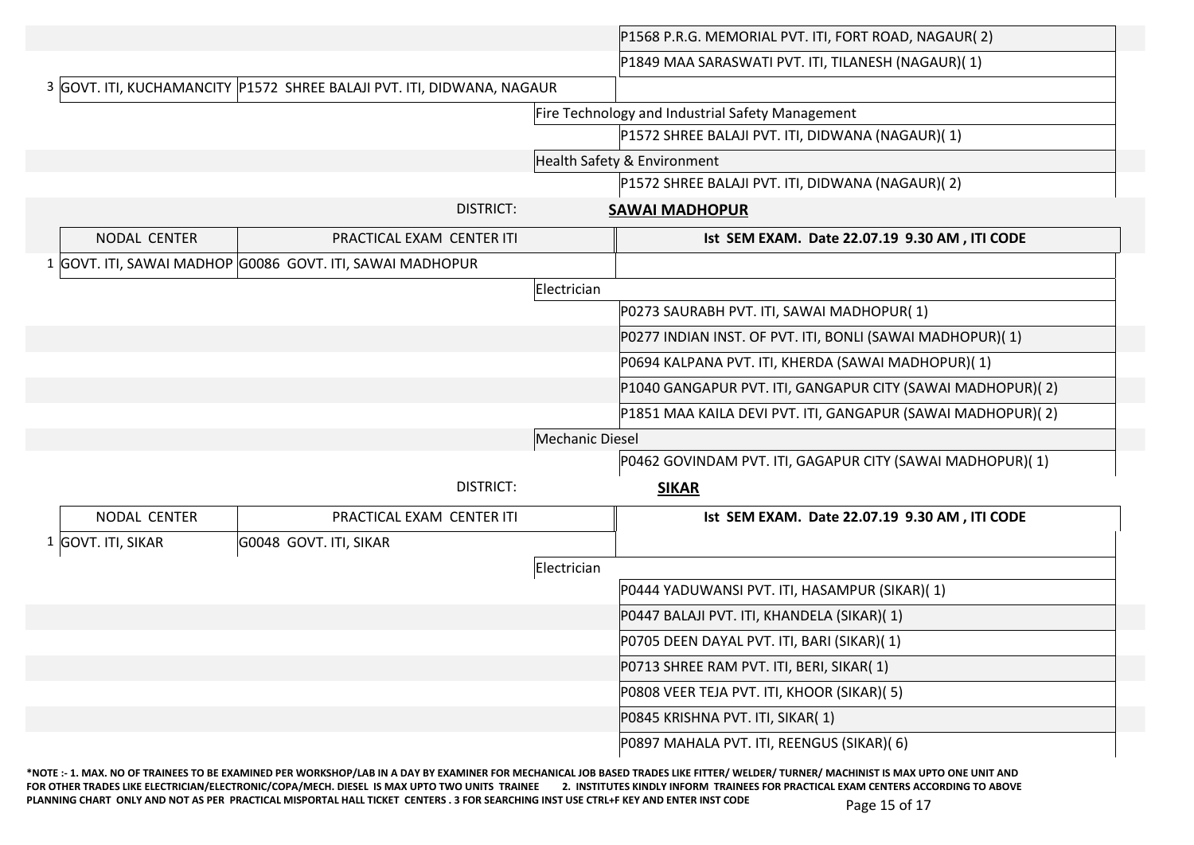| | NODAL CENTER | PRACTICAL EXAM CENTER ITI | ITI CODE |
|---|---|---|---|
| | | | P1568 P.R.G. MEMORIAL PVT. ITI, FORT ROAD, NAGAUR( 2) |
| | | | P1849 MAA SARASWATI PVT. ITI, TILANESH (NAGAUR)( 1) |
| 3 | GOVT. ITI, KUCHAMANCITY | P1572 SHREE BALAJI PVT. ITI, DIDWANA, NAGAUR | |
| | | Fire Technology and Industrial Safety Management | |
| | | | P1572 SHREE BALAJI PVT. ITI, DIDWANA (NAGAUR)( 1) |
| | | Health Safety & Environment | |
| | | | P1572 SHREE BALAJI PVT. ITI, DIDWANA (NAGAUR)( 2) |

DISTRICT: **SAWAI MADHOPUR**

| | NODAL CENTER | PRACTICAL EXAM CENTER ITI | Ist SEM EXAM. Date 22.07.19 9.30 AM , ITI CODE |
|---|---|---|---|
| 1 | GOVT. ITI, SAWAI MADHOP | G0086 GOVT. ITI, SAWAI MADHOPUR | |
| | | Electrician | |
| | | | P0273 SAURABH PVT. ITI, SAWAI MADHOPUR( 1) |
| | | | P0277 INDIAN INST. OF PVT. ITI, BONLI (SAWAI MADHOPUR)( 1) |
| | | | P0694 KALPANA PVT. ITI, KHERDA (SAWAI MADHOPUR)( 1) |
| | | | P1040 GANGAPUR PVT. ITI, GANGAPUR CITY (SAWAI MADHOPUR)( 2) |
| | | | P1851 MAA KAILA DEVI PVT. ITI, GANGAPUR (SAWAI MADHOPUR)( 2) |
| | | Mechanic Diesel | |
| | | | P0462 GOVINDAM PVT. ITI, GAGAPUR CITY (SAWAI MADHOPUR)( 1) |

DISTRICT: **SIKAR**

| | NODAL CENTER | PRACTICAL EXAM CENTER ITI | Ist SEM EXAM. Date 22.07.19 9.30 AM , ITI CODE |
|---|---|---|---|
| 1 | GOVT. ITI, SIKAR | G0048 GOVT. ITI, SIKAR | |
| | | Electrician | |
| | | | P0444 YADUWANSI PVT. ITI, HASAMPUR (SIKAR)( 1) |
| | | | P0447 BALAJI PVT. ITI, KHANDELA (SIKAR)( 1) |
| | | | P0705 DEEN DAYAL PVT. ITI, BARI (SIKAR)( 1) |
| | | | P0713 SHREE RAM PVT. ITI, BERI, SIKAR( 1) |
| | | | P0808 VEER TEJA PVT. ITI, KHOOR (SIKAR)( 5) |
| | | | P0845 KRISHNA PVT. ITI, SIKAR( 1) |
| | | | P0897 MAHALA PVT. ITI, REENGUS (SIKAR)( 6) |

*NOTE :- 1. MAX. NO OF TRAINEES TO BE EXAMINED PER WORKSHOP/LAB IN A DAY BY EXAMINER FOR MECHANICAL JOB BASED TRADES LIKE FITTER/ WELDER/ TURNER/ MACHINIST IS MAX UPTO ONE UNIT AND FOR OTHER TRADES LIKE ELECTRICIAN/ELECTRONIC/COPA/MECH. DIESEL IS MAX UPTO TWO UNITS TRAINEE 2. INSTITUTES KINDLY INFORM TRAINEES FOR PRACTICAL EXAM CENTERS ACCORDING TO ABOVE PLANNING CHART ONLY AND NOT AS PER PRACTICAL MISPORTAL HALL TICKET CENTERS . 3 FOR SEARCHING INST USE CTRL+F KEY AND ENTER INST CODE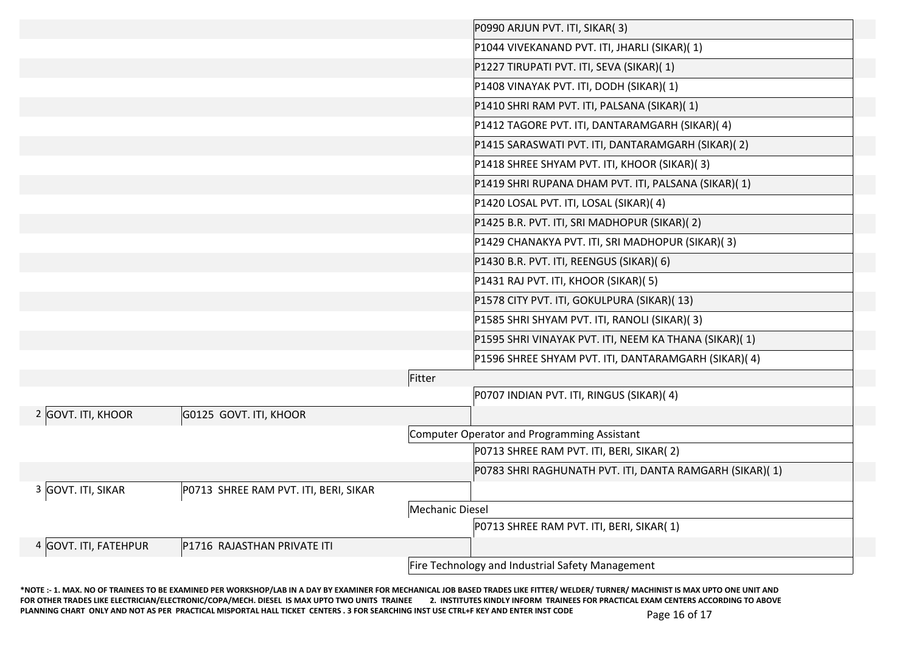| | | | | |
|---|---|---|---|---|
| | | | | P0990 ARJUN PVT. ITI, SIKAR( 3) |
| | | | | P1044 VIVEKANAND PVT. ITI, JHARLI (SIKAR)( 1) |
| | | | | P1227 TIRUPATI PVT. ITI, SEVA (SIKAR)( 1) |
| | | | | P1408 VINAYAK PVT. ITI, DODH (SIKAR)( 1) |
| | | | | P1410 SHRI RAM PVT. ITI, PALSANA (SIKAR)( 1) |
| | | | | P1412 TAGORE PVT. ITI, DANTARAMGARH (SIKAR)( 4) |
| | | | | P1415 SARASWATI PVT. ITI, DANTARAMGARH (SIKAR)( 2) |
| | | | | P1418 SHREE SHYAM PVT. ITI, KHOOR (SIKAR)( 3) |
| | | | | P1419 SHRI RUPANA DHAM PVT. ITI, PALSANA (SIKAR)( 1) |
| | | | | P1420 LOSAL PVT. ITI, LOSAL (SIKAR)( 4) |
| | | | | P1425 B.R. PVT. ITI, SRI MADHOPUR (SIKAR)( 2) |
| | | | | P1429 CHANAKYA PVT. ITI, SRI MADHOPUR (SIKAR)( 3) |
| | | | | P1430 B.R. PVT. ITI, REENGUS (SIKAR)( 6) |
| | | | | P1431 RAJ PVT. ITI, KHOOR (SIKAR)( 5) |
| | | | | P1578 CITY PVT. ITI, GOKULPURA (SIKAR)( 13) |
| | | | | P1585 SHRI SHYAM PVT. ITI, RANOLI (SIKAR)( 3) |
| | | | | P1595 SHRI VINAYAK PVT. ITI, NEEM KA THANA (SIKAR)( 1) |
| | | | | P1596 SHREE SHYAM PVT. ITI, DANTARAMGARH (SIKAR)( 4) |
| | | | Fitter | |
| | | | | P0707 INDIAN PVT. ITI, RINGUS (SIKAR)( 4) |
| 2 | GOVT. ITI, KHOOR | G0125 GOVT. ITI, KHOOR | | |
| | | | Computer Operator and Programming Assistant | |
| | | | | P0713 SHREE RAM PVT. ITI, BERI, SIKAR( 2) |
| | | | | P0783 SHRI RAGHUNATH PVT. ITI, DANTA RAMGARH (SIKAR)( 1) |
| 3 | GOVT. ITI, SIKAR | P0713 SHREE RAM PVT. ITI, BERI, SIKAR | | |
| | | | Mechanic Diesel | |
| | | | | P0713 SHREE RAM PVT. ITI, BERI, SIKAR( 1) |
| 4 | GOVT. ITI, FATEHPUR | P1716 RAJASTHAN PRIVATE ITI | | |
| | | | Fire Technology and Industrial Safety Management | |

**\*NOTE :- 1. MAX. NO OF TRAINEES TO BE EXAMINED PER WORKSHOP/LAB IN A DAY BY EXAMINER FOR MECHANICAL JOB BASED TRADES LIKE FITTER/ WELDER/ TURNER/ MACHINIST IS MAX UPTO ONE UNIT AND FOR OTHER TRADES LIKE ELECTRICIAN/ELECTRONIC/COPA/MECH. DIESEL IS MAX UPTO TWO UNITS TRAINEE 2. INSTITUTES KINDLY INFORM TRAINEES FOR PRACTICAL EXAM CENTERS ACCORDING TO ABOVE PLANNING CHART ONLY AND NOT AS PER PRACTICAL MISPORTAL HALL TICKET CENTERS . 3 FOR SEARCHING INST USE CTRL+F KEY AND ENTER INST CODE**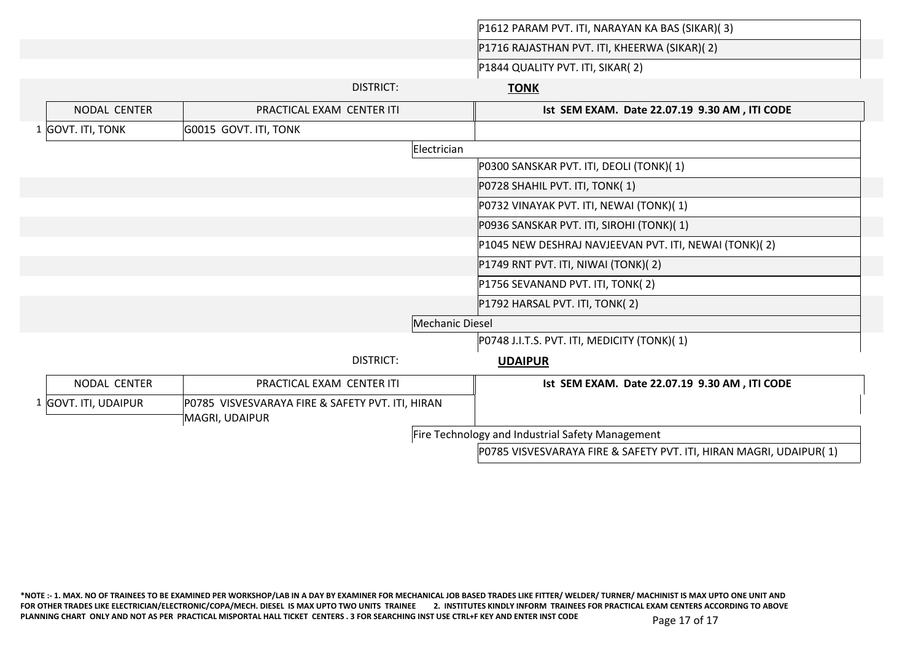| | | | |
|---|---|---|---|
| | | | P1612 PARAM PVT. ITI, NARAYAN KA BAS (SIKAR)( 3) |
| | | | P1716 RAJASTHAN PVT. ITI, KHEERWA (SIKAR)( 2) |
| | | | P1844 QUALITY PVT. ITI, SIKAR( 2) |

DISTRICT: **TONK**

| | NODAL CENTER | PRACTICAL EXAM CENTER ITI | Ist SEM EXAM. Date 22.07.19 9.30 AM , ITI CODE |
|---|---|---|---|
| 1 | GOVT. ITI, TONK | G0015 GOVT. ITI, TONK | |
| | | Electrician | |
| | | | P0300 SANSKAR PVT. ITI, DEOLI (TONK)( 1) |
| | | | P0728 SHAHIL PVT. ITI, TONK( 1) |
| | | | P0732 VINAYAK PVT. ITI, NEWAI (TONK)( 1) |
| | | | P0936 SANSKAR PVT. ITI, SIROHI (TONK)( 1) |
| | | | P1045 NEW DESHRAJ NAVJEEVAN PVT. ITI, NEWAI (TONK)( 2) |
| | | | P1749 RNT PVT. ITI, NIWAI (TONK)( 2) |
| | | | P1756 SEVANAND PVT. ITI, TONK( 2) |
| | | | P1792 HARSAL PVT. ITI, TONK( 2) |
| | | Mechanic Diesel | |
| | | | P0748 J.I.T.S. PVT. ITI, MEDICITY (TONK)( 1) |

DISTRICT: **UDAIPUR**

| | NODAL CENTER | PRACTICAL EXAM CENTER ITI | Ist SEM EXAM. Date 22.07.19 9.30 AM , ITI CODE |
|---|---|---|---|
| 1 | GOVT. ITI, UDAIPUR | P0785 VISVESVARAYA FIRE & SAFETY PVT. ITI, HIRAN MAGRI, UDAIPUR | |
| | | Fire Technology and Industrial Safety Management | |
| | | | P0785 VISVESVARAYA FIRE & SAFETY PVT. ITI, HIRAN MAGRI, UDAIPUR( 1) |

**\*NOTE :- 1. MAX. NO OF TRAINEES TO BE EXAMINED PER WORKSHOP/LAB IN A DAY BY EXAMINER FOR MECHANICAL JOB BASED TRADES LIKE FITTER/ WELDER/ TURNER/ MACHINIST IS MAX UPTO ONE UNIT AND FOR OTHER TRADES LIKE ELECTRICIAN/ELECTRONIC/COPA/MECH. DIESEL IS MAX UPTO TWO UNITS TRAINEE 2. INSTITUTES KINDLY INFORM TRAINEES FOR PRACTICAL EXAM CENTERS ACCORDING TO ABOVE PLANNING CHART ONLY AND NOT AS PER PRACTICAL MISPORTAL HALL TICKET CENTERS . 3 FOR SEARCHING INST USE CTRL+F KEY AND ENTER INST CODE**